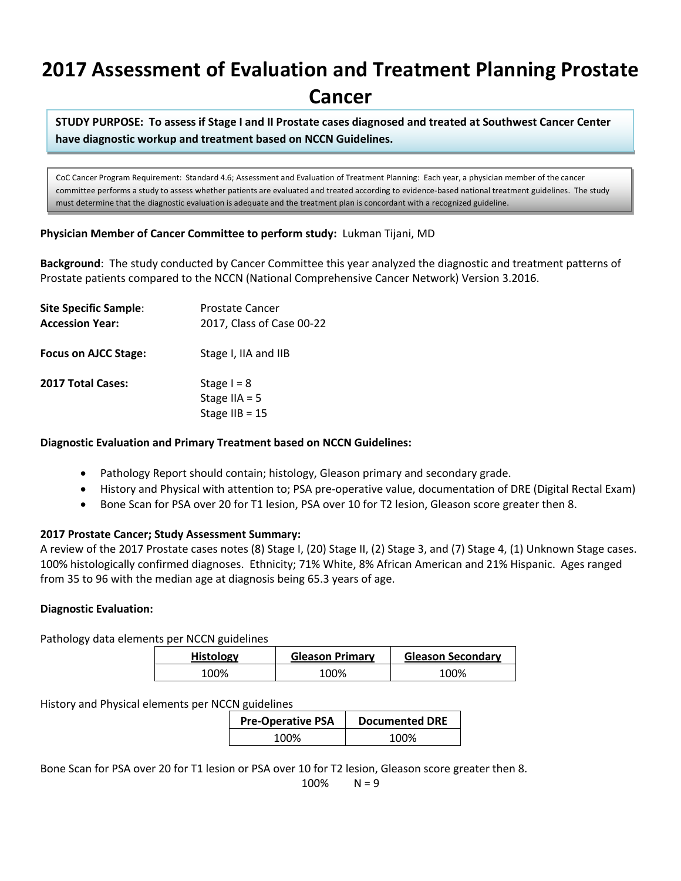# 2017 Assessment of Evaluation and Treatment Planning Prostate Cancer

**STUDY PURPOSE: To assess if Stage I and II Prostate cases diagnosed and treated at Southwest Cancer Center have diagnostic workup and treatment based on NCCN Guidelines.**

CoC Cancer Program Requirement: Standard 4.6; Assessment and Evaluation of Treatment Planning: Each year, a physician member of the cancer committee performs a study to assess whether patients are evaluated and treated according to evidence-based national treatment guidelines. The study must determine that the diagnostic evaluation is adequate and the treatment plan is concordant with a recognized guideline.

**Physician Member of Cancer Committee to perform study:** Lukman Tijani, MD

**Background**: The study conducted by Cancer Committee this year analyzed the diagnostic and treatment patterns of Prostate patients compared to the NCCN (National Comprehensive Cancer Network) Version 3.2016.

**Site Specific Sample**: Prostate Cancer
**Accession Year:** 2017, Class of Case 00-22

**Focus on AJCC Stage:** Stage I, IIA and IIB

**2017 Total Cases:** Stage I = 8
Stage IIA = 5
Stage IIB = 15

**Diagnostic Evaluation and Primary Treatment based on NCCN Guidelines:**

- Pathology Report should contain; histology, Gleason primary and secondary grade.
- History and Physical with attention to; PSA pre-operative value, documentation of DRE (Digital Rectal Exam)
- Bone Scan for PSA over 20 for T1 lesion, PSA over 10 for T2 lesion, Gleason score greater then 8.

**2017 Prostate Cancer; Study Assessment Summary:**
A review of the 2017 Prostate cases notes (8) Stage I, (20) Stage II, (2) Stage 3, and (7) Stage 4, (1) Unknown Stage cases. 100% histologically confirmed diagnoses. Ethnicity; 71% White, 8% African American and 21% Hispanic. Ages ranged from 35 to 96 with the median age at diagnosis being 65.3 years of age.

**Diagnostic Evaluation:**

Pathology data elements per NCCN guidelines

| Histology | Gleason Primary | Gleason Secondary |
|---|---|---|
| 100% | 100% | 100% |

History and Physical elements per NCCN guidelines

| Pre-Operative PSA | Documented DRE |
|---|---|
| 100% | 100% |

Bone Scan for PSA over 20 for T1 lesion or PSA over 10 for T2 lesion, Gleason score greater then 8.
100% N = 9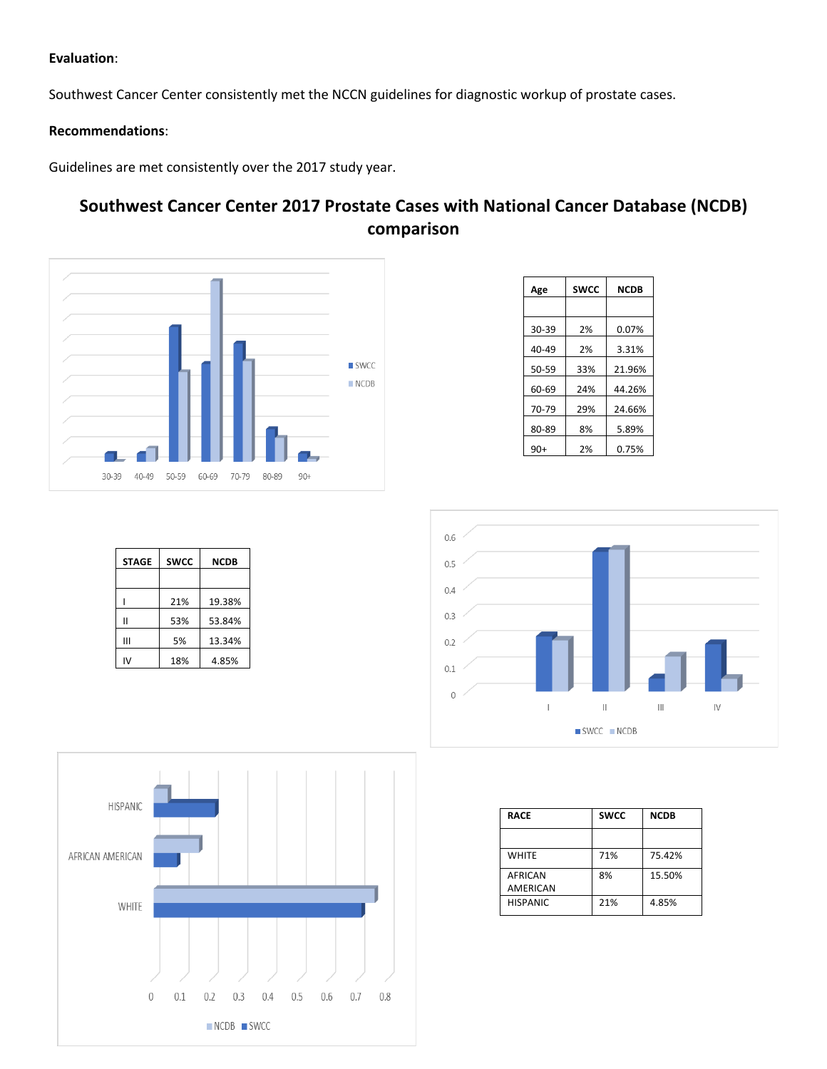**Evaluation**:

Southwest Cancer Center consistently met the NCCN guidelines for diagnostic workup of prostate cases.

**Recommendations**:

Guidelines are met consistently over the 2017 study year.

## Southwest Cancer Center 2017 Prostate Cases with National Cancer Database (NCDB) comparison

| Age | SWCC | NCDB |
|---|---|---|
| | | |
| 30-39 | 2% | 0.07% |
| 40-49 | 2% | 3.31% |
| 50-59 | 33% | 21.96% |
| 60-69 | 24% | 44.26% |
| 70-79 | 29% | 24.66% |
| 80-89 | 8% | 5.89% |
| 90+ | 2% | 0.75% |

| STAGE | SWCC | NCDB |
|---|---|---|
| | | |
| I | 21% | 19.38% |
| II | 53% | 53.84% |
| III | 5% | 13.34% |
| IV | 18% | 4.85% |

| RACE | SWCC | NCDB |
|---|---|---|
| | | |
| WHITE | 71% | 75.42% |
| AFRICAN AMERICAN | 8% | 15.50% |
| HISPANIC | 21% | 4.85% |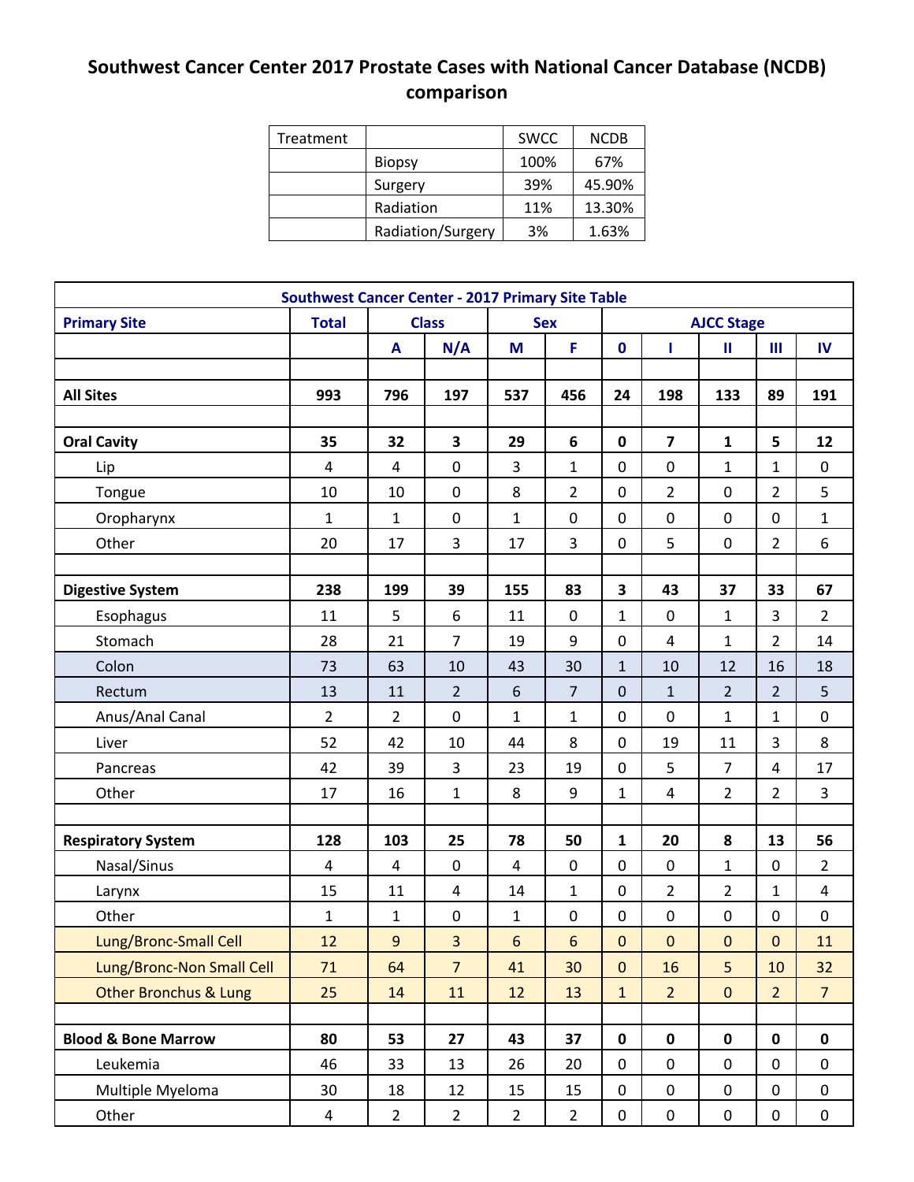# Southwest Cancer Center 2017 Prostate Cases with National Cancer Database (NCDB) comparison

| Treatment | | SWCC | NCDB |
|---|---|---|---|
| | Biopsy | 100% | 67% |
| | Surgery | 39% | 45.90% |
| | Radiation | 11% | 13.30% |
| | Radiation/Surgery | 3% | 1.63% |

| Southwest Cancer Center - 2017 Primary Site Table | | | | | | | | | | |
|---|---|---|---|---|---|---|---|---|---|---|
| **Primary Site** | **Total** | **Class** | | **Sex** | | **AJCC Stage** | | | | |
| | | **A** | **N/A** | **M** | **F** | **0** | **I** | **II** | **III** | **IV** |
| | | | | | | | | | | |
| **All Sites** | **993** | **796** | **197** | **537** | **456** | **24** | **198** | **133** | **89** | **191** |
| | | | | | | | | | | |
| **Oral Cavity** | **35** | **32** | **3** | **29** | **6** | **0** | **7** | **1** | **5** | **12** |
| Lip | 4 | 4 | 0 | 3 | 1 | 0 | 0 | 1 | 1 | 0 |
| Tongue | 10 | 10 | 0 | 8 | 2 | 0 | 2 | 0 | 2 | 5 |
| Oropharynx | 1 | 1 | 0 | 1 | 0 | 0 | 0 | 0 | 0 | 1 |
| Other | 20 | 17 | 3 | 17 | 3 | 0 | 5 | 0 | 2 | 6 |
| | | | | | | | | | | |
| **Digestive System** | **238** | **199** | **39** | **155** | **83** | **3** | **43** | **37** | **33** | **67** |
| Esophagus | 11 | 5 | 6 | 11 | 0 | 1 | 0 | 1 | 3 | 2 |
| Stomach | 28 | 21 | 7 | 19 | 9 | 0 | 4 | 1 | 2 | 14 |
| Colon | 73 | 63 | 10 | 43 | 30 | 1 | 10 | 12 | 16 | 18 |
| Rectum | 13 | 11 | 2 | 6 | 7 | 0 | 1 | 2 | 2 | 5 |
| Anus/Anal Canal | 2 | 2 | 0 | 1 | 1 | 0 | 0 | 1 | 1 | 0 |
| Liver | 52 | 42 | 10 | 44 | 8 | 0 | 19 | 11 | 3 | 8 |
| Pancreas | 42 | 39 | 3 | 23 | 19 | 0 | 5 | 7 | 4 | 17 |
| Other | 17 | 16 | 1 | 8 | 9 | 1 | 4 | 2 | 2 | 3 |
| | | | | | | | | | | |
| **Respiratory System** | **128** | **103** | **25** | **78** | **50** | **1** | **20** | **8** | **13** | **56** |
| Nasal/Sinus | 4 | 4 | 0 | 4 | 0 | 0 | 0 | 1 | 0 | 2 |
| Larynx | 15 | 11 | 4 | 14 | 1 | 0 | 2 | 2 | 1 | 4 |
| Other | 1 | 1 | 0 | 1 | 0 | 0 | 0 | 0 | 0 | 0 |
| Lung/Bronc-Small Cell | 12 | 9 | 3 | 6 | 6 | 0 | 0 | 0 | 0 | 11 |
| Lung/Bronc-Non Small Cell | 71 | 64 | 7 | 41 | 30 | 0 | 16 | 5 | 10 | 32 |
| Other Bronchus & Lung | 25 | 14 | 11 | 12 | 13 | 1 | 2 | 0 | 2 | 7 |
| | | | | | | | | | | |
| **Blood & Bone Marrow** | **80** | **53** | **27** | **43** | **37** | **0** | **0** | **0** | **0** | **0** |
| Leukemia | 46 | 33 | 13 | 26 | 20 | 0 | 0 | 0 | 0 | 0 |
| Multiple Myeloma | 30 | 18 | 12 | 15 | 15 | 0 | 0 | 0 | 0 | 0 |
| Other | 4 | 2 | 2 | 2 | 2 | 0 | 0 | 0 | 0 | 0 |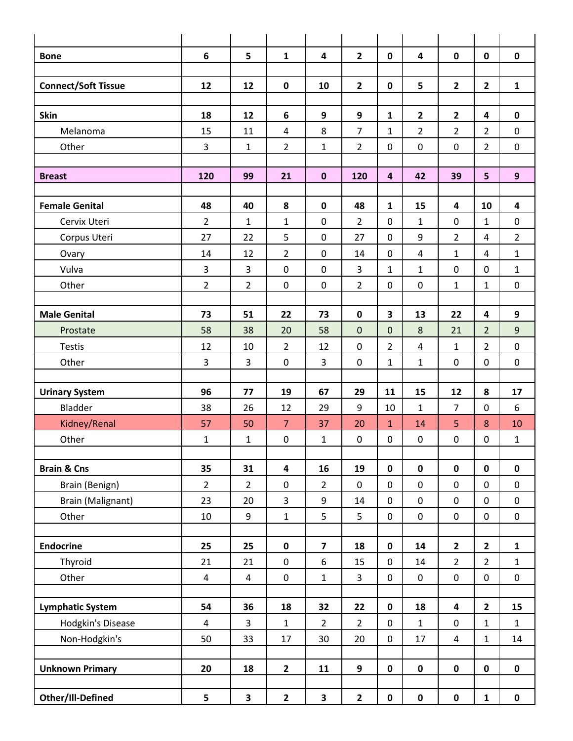| | | | | | | | | | | |
|---|---|---|---|---|---|---|---|---|---|---|
| **Bone** | **6** | **5** | **1** | **4** | **2** | **0** | **4** | **0** | **0** | **0** |
| | | | | | | | | | | |
| **Connect/Soft Tissue** | **12** | **12** | **0** | **10** | **2** | **0** | **5** | **2** | **2** | **1** |
| | | | | | | | | | | |
| **Skin** | **18** | **12** | **6** | **9** | **9** | **1** | **2** | **2** | **4** | **0** |
| Melanoma | 15 | 11 | 4 | 8 | 7 | 1 | 2 | 2 | 2 | 0 |
| Other | 3 | 1 | 2 | 1 | 2 | 0 | 0 | 0 | 2 | 0 |
| | | | | | | | | | | |
| **Breast** | **120** | **99** | **21** | **0** | **120** | **4** | **42** | **39** | **5** | **9** |
| | | | | | | | | | | |
| **Female Genital** | **48** | **40** | **8** | **0** | **48** | **1** | **15** | **4** | **10** | **4** |
| Cervix Uteri | 2 | 1 | 1 | 0 | 2 | 0 | 1 | 0 | 1 | 0 |
| Corpus Uteri | 27 | 22 | 5 | 0 | 27 | 0 | 9 | 2 | 4 | 2 |
| Ovary | 14 | 12 | 2 | 0 | 14 | 0 | 4 | 1 | 4 | 1 |
| Vulva | 3 | 3 | 0 | 0 | 3 | 1 | 1 | 0 | 0 | 1 |
| Other | 2 | 2 | 0 | 0 | 2 | 0 | 0 | 1 | 1 | 0 |
| | | | | | | | | | | |
| **Male Genital** | **73** | **51** | **22** | **73** | **0** | **3** | **13** | **22** | **4** | **9** |
| Prostate | 58 | 38 | 20 | 58 | 0 | 0 | 8 | 21 | 2 | 9 |
| Testis | 12 | 10 | 2 | 12 | 0 | 2 | 4 | 1 | 2 | 0 |
| Other | 3 | 3 | 0 | 3 | 0 | 1 | 1 | 0 | 0 | 0 |
| | | | | | | | | | | |
| **Urinary System** | **96** | **77** | **19** | **67** | **29** | **11** | **15** | **12** | **8** | **17** |
| Bladder | 38 | 26 | 12 | 29 | 9 | 10 | 1 | 7 | 0 | 6 |
| Kidney/Renal | 57 | 50 | 7 | 37 | 20 | 1 | 14 | 5 | 8 | 10 |
| Other | 1 | 1 | 0 | 1 | 0 | 0 | 0 | 0 | 0 | 1 |
| | | | | | | | | | | |
| **Brain & Cns** | **35** | **31** | **4** | **16** | **19** | **0** | **0** | **0** | **0** | **0** |
| Brain (Benign) | 2 | 2 | 0 | 2 | 0 | 0 | 0 | 0 | 0 | 0 |
| Brain (Malignant) | 23 | 20 | 3 | 9 | 14 | 0 | 0 | 0 | 0 | 0 |
| Other | 10 | 9 | 1 | 5 | 5 | 0 | 0 | 0 | 0 | 0 |
| | | | | | | | | | | |
| **Endocrine** | **25** | **25** | **0** | **7** | **18** | **0** | **14** | **2** | **2** | **1** |
| Thyroid | 21 | 21 | 0 | 6 | 15 | 0 | 14 | 2 | 2 | 1 |
| Other | 4 | 4 | 0 | 1 | 3 | 0 | 0 | 0 | 0 | 0 |
| | | | | | | | | | | |
| **Lymphatic System** | **54** | **36** | **18** | **32** | **22** | **0** | **18** | **4** | **2** | **15** |
| Hodgkin's Disease | 4 | 3 | 1 | 2 | 2 | 0 | 1 | 0 | 1 | 1 |
| Non-Hodgkin's | 50 | 33 | 17 | 30 | 20 | 0 | 17 | 4 | 1 | 14 |
| | | | | | | | | | | |
| **Unknown Primary** | **20** | **18** | **2** | **11** | **9** | **0** | **0** | **0** | **0** | **0** |
| | | | | | | | | | | |
| **Other/Ill-Defined** | **5** | **3** | **2** | **3** | **2** | **0** | **0** | **0** | **1** | **0** |